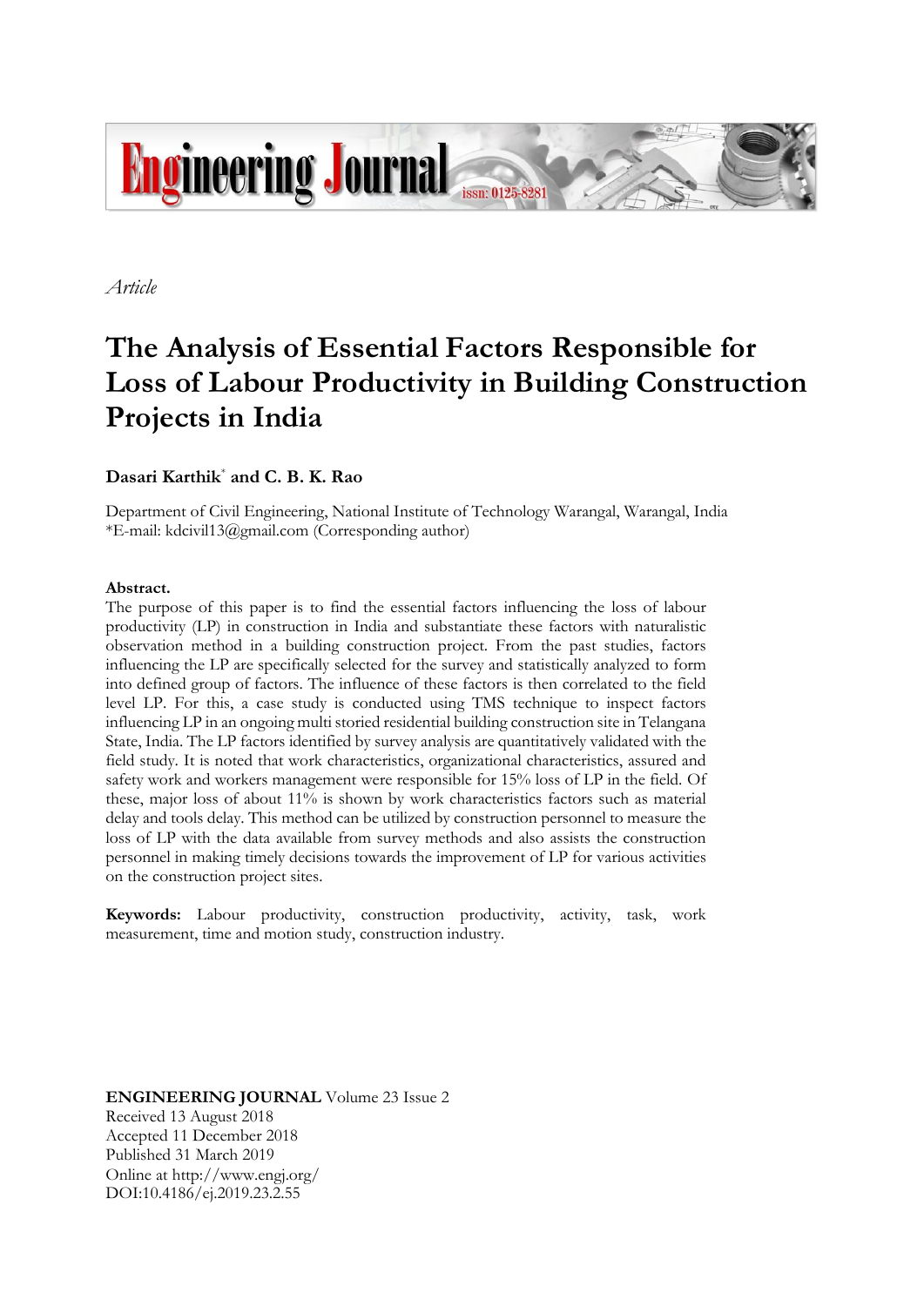*Article*

# The Analysis of Essential Factors Responsible for Loss of Labour Productivity in Building Construction Projects in India

**Dasari Karthik*** **and C. B. K. Rao**

Department of Civil Engineering, National Institute of Technology Warangal, Warangal, India
*E-mail: kdcivil13@gmail.com (Corresponding author)

**Abstract.**
The purpose of this paper is to find the essential factors influencing the loss of labour productivity (LP) in construction in India and substantiate these factors with naturalistic observation method in a building construction project. From the past studies, factors influencing the LP are specifically selected for the survey and statistically analyzed to form into defined group of factors. The influence of these factors is then correlated to the field level LP. For this, a case study is conducted using TMS technique to inspect factors influencing LP in an ongoing multi storied residential building construction site in Telangana State, India. The LP factors identified by survey analysis are quantitatively validated with the field study. It is noted that work characteristics, organizational characteristics, assured and safety work and workers management were responsible for 15% loss of LP in the field. Of these, major loss of about 11% is shown by work characteristics factors such as material delay and tools delay. This method can be utilized by construction personnel to measure the loss of LP with the data available from survey methods and also assists the construction personnel in making timely decisions towards the improvement of LP for various activities on the construction project sites.

**Keywords:** Labour productivity, construction productivity, activity, task, work measurement, time and motion study, construction industry.

**ENGINEERING JOURNAL** Volume 23 Issue 2
Received 13 August 2018
Accepted 11 December 2018
Published 31 March 2019
Online at http://www.engj.org/
DOI:10.4186/ej.2019.23.2.55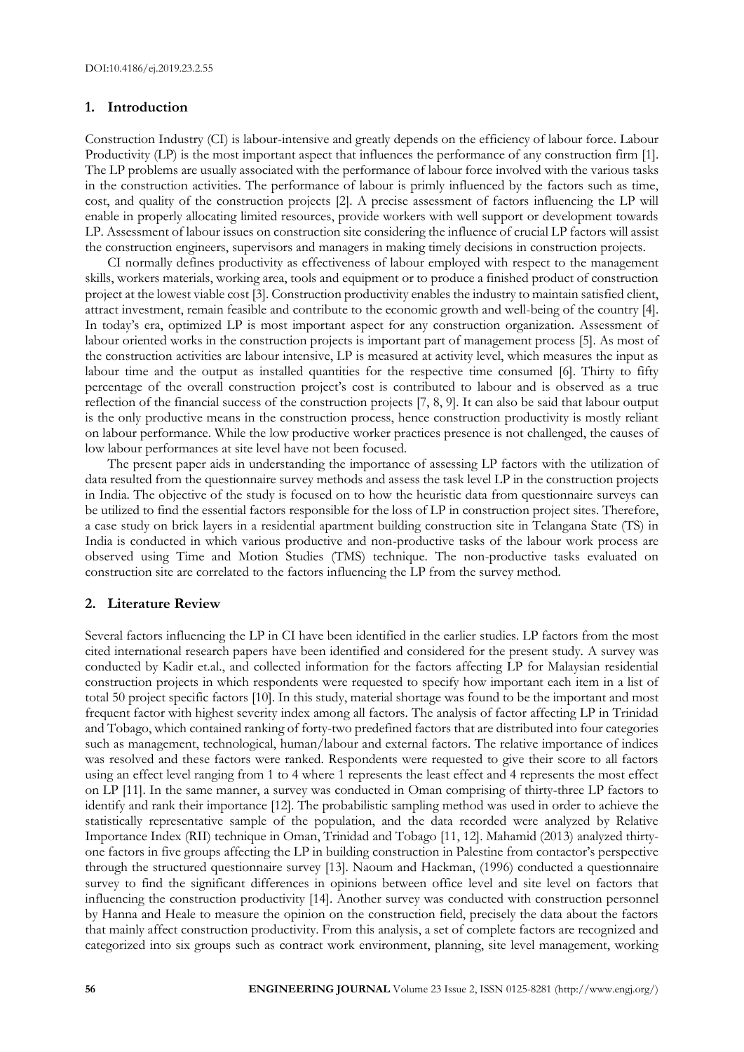## 1. Introduction

Construction Industry (CI) is labour-intensive and greatly depends on the efficiency of labour force. Labour Productivity (LP) is the most important aspect that influences the performance of any construction firm [1]. The LP problems are usually associated with the performance of labour force involved with the various tasks in the construction activities. The performance of labour is primly influenced by the factors such as time, cost, and quality of the construction projects [2]. A precise assessment of factors influencing the LP will enable in properly allocating limited resources, provide workers with well support or development towards LP. Assessment of labour issues on construction site considering the influence of crucial LP factors will assist the construction engineers, supervisors and managers in making timely decisions in construction projects.

CI normally defines productivity as effectiveness of labour employed with respect to the management skills, workers materials, working area, tools and equipment or to produce a finished product of construction project at the lowest viable cost [3]. Construction productivity enables the industry to maintain satisfied client, attract investment, remain feasible and contribute to the economic growth and well-being of the country [4]. In today's era, optimized LP is most important aspect for any construction organization. Assessment of labour oriented works in the construction projects is important part of management process [5]. As most of the construction activities are labour intensive, LP is measured at activity level, which measures the input as labour time and the output as installed quantities for the respective time consumed [6]. Thirty to fifty percentage of the overall construction project's cost is contributed to labour and is observed as a true reflection of the financial success of the construction projects [7, 8, 9]. It can also be said that labour output is the only productive means in the construction process, hence construction productivity is mostly reliant on labour performance. While the low productive worker practices presence is not challenged, the causes of low labour performances at site level have not been focused.

The present paper aids in understanding the importance of assessing LP factors with the utilization of data resulted from the questionnaire survey methods and assess the task level LP in the construction projects in India. The objective of the study is focused on to how the heuristic data from questionnaire surveys can be utilized to find the essential factors responsible for the loss of LP in construction project sites. Therefore, a case study on brick layers in a residential apartment building construction site in Telangana State (TS) in India is conducted in which various productive and non-productive tasks of the labour work process are observed using Time and Motion Studies (TMS) technique. The non-productive tasks evaluated on construction site are correlated to the factors influencing the LP from the survey method.

## 2. Literature Review

Several factors influencing the LP in CI have been identified in the earlier studies. LP factors from the most cited international research papers have been identified and considered for the present study. A survey was conducted by Kadir et.al., and collected information for the factors affecting LP for Malaysian residential construction projects in which respondents were requested to specify how important each item in a list of total 50 project specific factors [10]. In this study, material shortage was found to be the important and most frequent factor with highest severity index among all factors. The analysis of factor affecting LP in Trinidad and Tobago, which contained ranking of forty-two predefined factors that are distributed into four categories such as management, technological, human/labour and external factors. The relative importance of indices was resolved and these factors were ranked. Respondents were requested to give their score to all factors using an effect level ranging from 1 to 4 where 1 represents the least effect and 4 represents the most effect on LP [11]. In the same manner, a survey was conducted in Oman comprising of thirty-three LP factors to identify and rank their importance [12]. The probabilistic sampling method was used in order to achieve the statistically representative sample of the population, and the data recorded were analyzed by Relative Importance Index (RII) technique in Oman, Trinidad and Tobago [11, 12]. Mahamid (2013) analyzed thirty-one factors in five groups affecting the LP in building construction in Palestine from contactor's perspective through the structured questionnaire survey [13]. Naoum and Hackman, (1996) conducted a questionnaire survey to find the significant differences in opinions between office level and site level on factors that influencing the construction productivity [14]. Another survey was conducted with construction personnel by Hanna and Heale to measure the opinion on the construction field, precisely the data about the factors that mainly affect construction productivity. From this analysis, a set of complete factors are recognized and categorized into six groups such as contract work environment, planning, site level management, working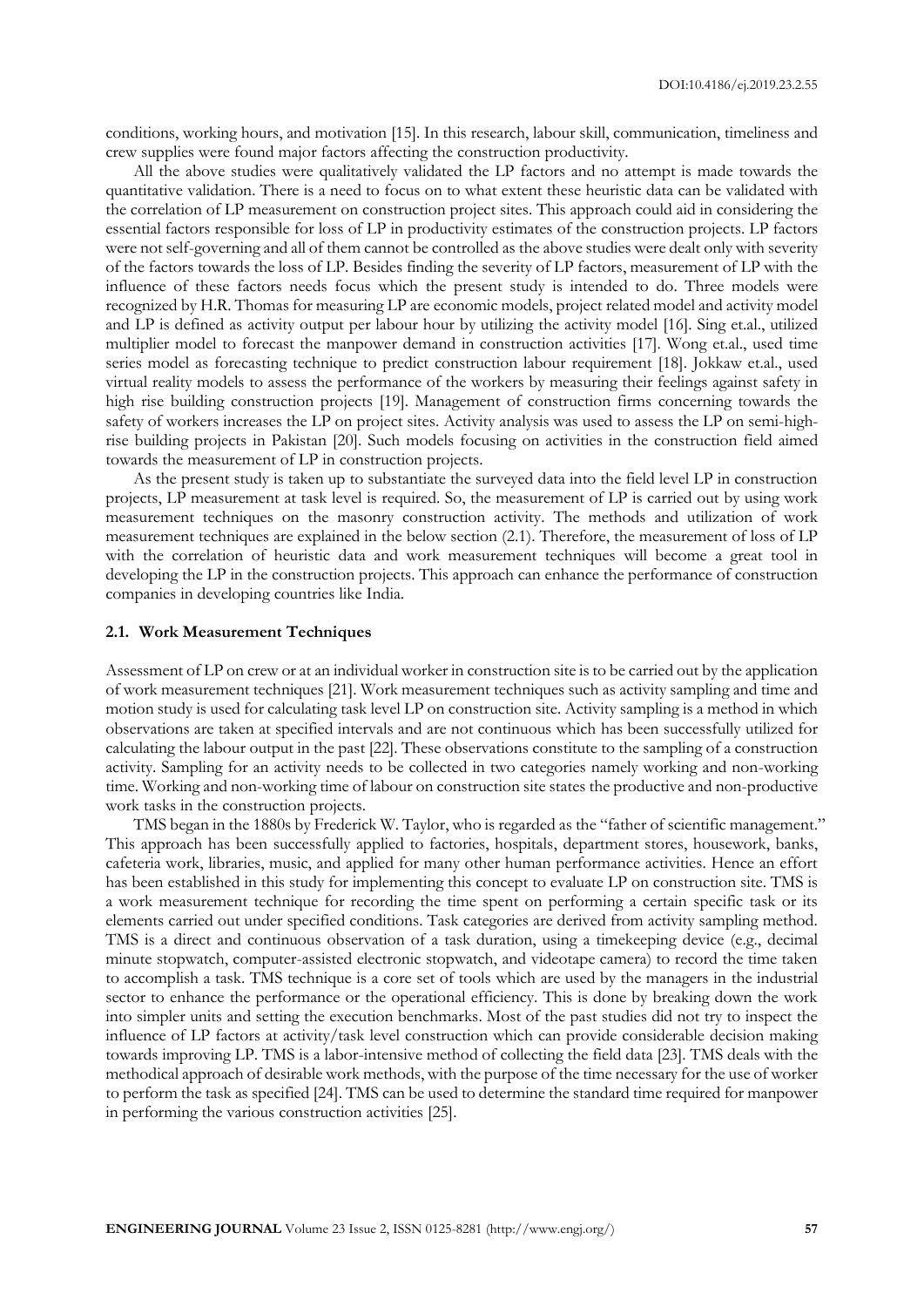conditions, working hours, and motivation [15]. In this research, labour skill, communication, timeliness and crew supplies were found major factors affecting the construction productivity.

All the above studies were qualitatively validated the LP factors and no attempt is made towards the quantitative validation. There is a need to focus on to what extent these heuristic data can be validated with the correlation of LP measurement on construction project sites. This approach could aid in considering the essential factors responsible for loss of LP in productivity estimates of the construction projects. LP factors were not self-governing and all of them cannot be controlled as the above studies were dealt only with severity of the factors towards the loss of LP. Besides finding the severity of LP factors, measurement of LP with the influence of these factors needs focus which the present study is intended to do. Three models were recognized by H.R. Thomas for measuring LP are economic models, project related model and activity model and LP is defined as activity output per labour hour by utilizing the activity model [16]. Sing et.al., utilized multiplier model to forecast the manpower demand in construction activities [17]. Wong et.al., used time series model as forecasting technique to predict construction labour requirement [18]. Jokkaw et.al., used virtual reality models to assess the performance of the workers by measuring their feelings against safety in high rise building construction projects [19]. Management of construction firms concerning towards the safety of workers increases the LP on project sites. Activity analysis was used to assess the LP on semi-high-rise building projects in Pakistan [20]. Such models focusing on activities in the construction field aimed towards the measurement of LP in construction projects.

As the present study is taken up to substantiate the surveyed data into the field level LP in construction projects, LP measurement at task level is required. So, the measurement of LP is carried out by using work measurement techniques on the masonry construction activity. The methods and utilization of work measurement techniques are explained in the below section (2.1). Therefore, the measurement of loss of LP with the correlation of heuristic data and work measurement techniques will become a great tool in developing the LP in the construction projects. This approach can enhance the performance of construction companies in developing countries like India.

### 2.1. Work Measurement Techniques

Assessment of LP on crew or at an individual worker in construction site is to be carried out by the application of work measurement techniques [21]. Work measurement techniques such as activity sampling and time and motion study is used for calculating task level LP on construction site. Activity sampling is a method in which observations are taken at specified intervals and are not continuous which has been successfully utilized for calculating the labour output in the past [22]. These observations constitute to the sampling of a construction activity. Sampling for an activity needs to be collected in two categories namely working and non-working time. Working and non-working time of labour on construction site states the productive and non-productive work tasks in the construction projects.

TMS began in the 1880s by Frederick W. Taylor, who is regarded as the "father of scientific management." This approach has been successfully applied to factories, hospitals, department stores, housework, banks, cafeteria work, libraries, music, and applied for many other human performance activities. Hence an effort has been established in this study for implementing this concept to evaluate LP on construction site. TMS is a work measurement technique for recording the time spent on performing a certain specific task or its elements carried out under specified conditions. Task categories are derived from activity sampling method. TMS is a direct and continuous observation of a task duration, using a timekeeping device (e.g., decimal minute stopwatch, computer-assisted electronic stopwatch, and videotape camera) to record the time taken to accomplish a task. TMS technique is a core set of tools which are used by the managers in the industrial sector to enhance the performance or the operational efficiency. This is done by breaking down the work into simpler units and setting the execution benchmarks. Most of the past studies did not try to inspect the influence of LP factors at activity/task level construction which can provide considerable decision making towards improving LP. TMS is a labor-intensive method of collecting the field data [23]. TMS deals with the methodical approach of desirable work methods, with the purpose of the time necessary for the use of worker to perform the task as specified [24]. TMS can be used to determine the standard time required for manpower in performing the various construction activities [25].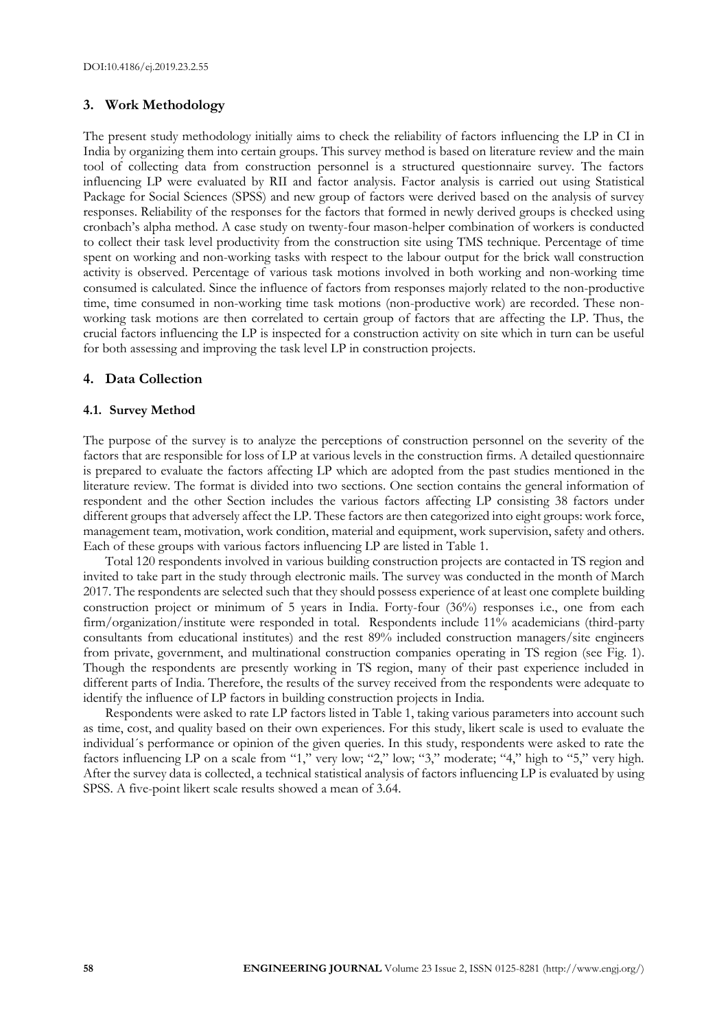## 3. Work Methodology

The present study methodology initially aims to check the reliability of factors influencing the LP in CI in India by organizing them into certain groups. This survey method is based on literature review and the main tool of collecting data from construction personnel is a structured questionnaire survey. The factors influencing LP were evaluated by RII and factor analysis. Factor analysis is carried out using Statistical Package for Social Sciences (SPSS) and new group of factors were derived based on the analysis of survey responses. Reliability of the responses for the factors that formed in newly derived groups is checked using cronbach's alpha method. A case study on twenty-four mason-helper combination of workers is conducted to collect their task level productivity from the construction site using TMS technique. Percentage of time spent on working and non-working tasks with respect to the labour output for the brick wall construction activity is observed. Percentage of various task motions involved in both working and non-working time consumed is calculated. Since the influence of factors from responses majorly related to the non-productive time, time consumed in non-working time task motions (non-productive work) are recorded. These non-working task motions are then correlated to certain group of factors that are affecting the LP. Thus, the crucial factors influencing the LP is inspected for a construction activity on site which in turn can be useful for both assessing and improving the task level LP in construction projects.

## 4. Data Collection

### 4.1. Survey Method

The purpose of the survey is to analyze the perceptions of construction personnel on the severity of the factors that are responsible for loss of LP at various levels in the construction firms. A detailed questionnaire is prepared to evaluate the factors affecting LP which are adopted from the past studies mentioned in the literature review. The format is divided into two sections. One section contains the general information of respondent and the other Section includes the various factors affecting LP consisting 38 factors under different groups that adversely affect the LP. These factors are then categorized into eight groups: work force, management team, motivation, work condition, material and equipment, work supervision, safety and others. Each of these groups with various factors influencing LP are listed in Table 1.

Total 120 respondents involved in various building construction projects are contacted in TS region and invited to take part in the study through electronic mails. The survey was conducted in the month of March 2017. The respondents are selected such that they should possess experience of at least one complete building construction project or minimum of 5 years in India. Forty-four (36%) responses i.e., one from each firm/organization/institute were responded in total. Respondents include 11% academicians (third-party consultants from educational institutes) and the rest 89% included construction managers/site engineers from private, government, and multinational construction companies operating in TS region (see Fig. 1). Though the respondents are presently working in TS region, many of their past experience included in different parts of India. Therefore, the results of the survey received from the respondents were adequate to identify the influence of LP factors in building construction projects in India.

Respondents were asked to rate LP factors listed in Table 1, taking various parameters into account such as time, cost, and quality based on their own experiences. For this study, likert scale is used to evaluate the individual´s performance or opinion of the given queries. In this study, respondents were asked to rate the factors influencing LP on a scale from "1," very low; "2," low; "3," moderate; "4," high to "5," very high. After the survey data is collected, a technical statistical analysis of factors influencing LP is evaluated by using SPSS. A five-point likert scale results showed a mean of 3.64.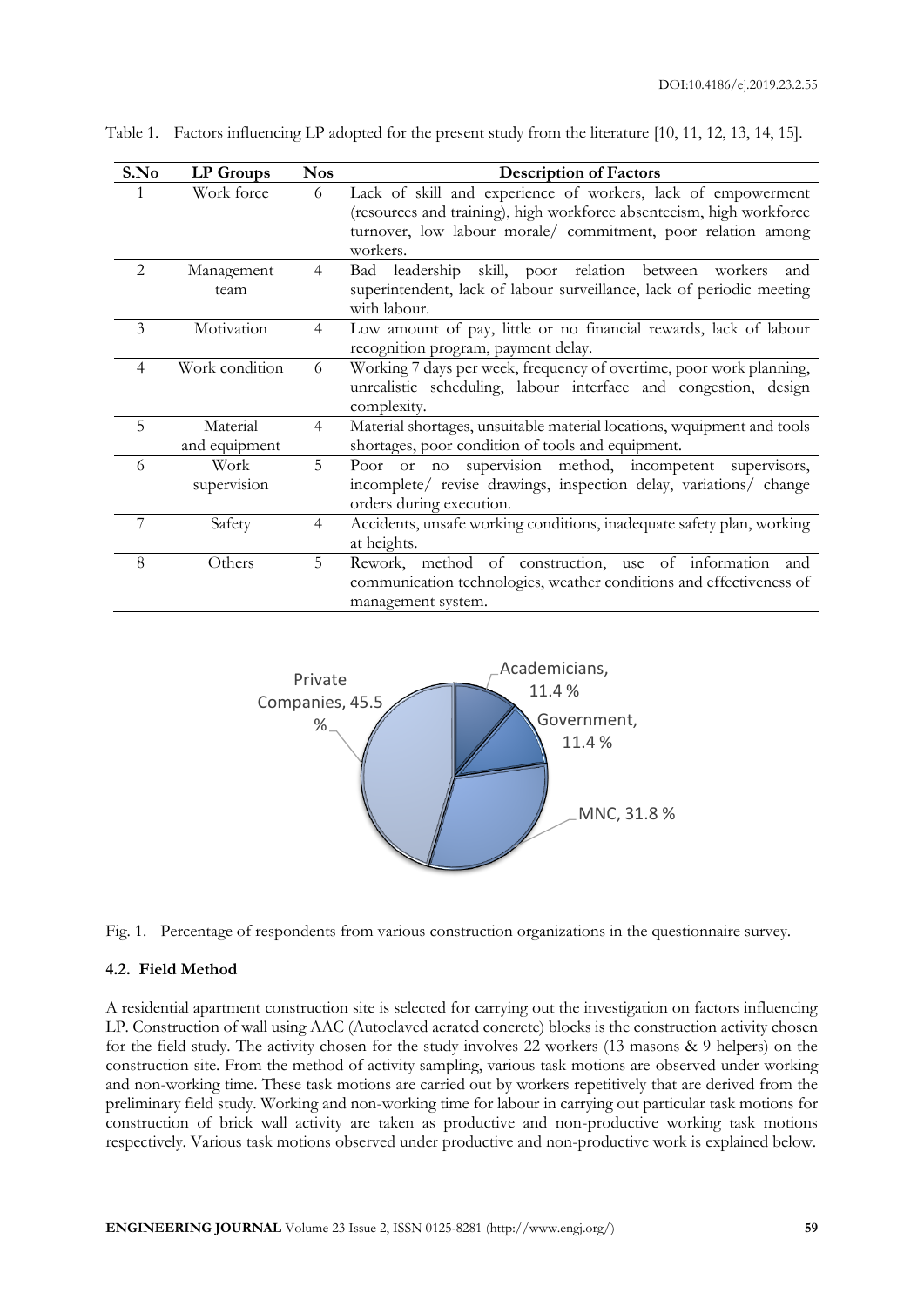Table 1. Factors influencing LP adopted for the present study from the literature [10, 11, 12, 13, 14, 15].

| S.No | LP Groups | Nos | Description of Factors |
|---|---|---|---|
| 1 | Work force | 6 | Lack of skill and experience of workers, lack of empowerment (resources and training), high workforce absenteeism, high workforce turnover, low labour morale/ commitment, poor relation among workers. |
| 2 | Management team | 4 | Bad leadership skill, poor relation between workers and superintendent, lack of labour surveillance, lack of periodic meeting with labour. |
| 3 | Motivation | 4 | Low amount of pay, little or no financial rewards, lack of labour recognition program, payment delay. |
| 4 | Work condition | 6 | Working 7 days per week, frequency of overtime, poor work planning, unrealistic scheduling, labour interface and congestion, design complexity. |
| 5 | Material and equipment | 4 | Material shortages, unsuitable material locations, wquipment and tools shortages, poor condition of tools and equipment. |
| 6 | Work supervision | 5 | Poor or no supervision method, incompetent supervisors, incomplete/ revise drawings, inspection delay, variations/ change orders during execution. |
| 7 | Safety | 4 | Accidents, unsafe working conditions, inadequate safety plan, working at heights. |
| 8 | Others | 5 | Rework, method of construction, use of information and communication technologies, weather conditions and effectiveness of management system. |

Private Companies, 45.5 %; Academicians, 11.4 %; Government, 11.4 %; MNC, 31.8 %

Fig. 1. Percentage of respondents from various construction organizations in the questionnaire survey.

### 4.2. Field Method

A residential apartment construction site is selected for carrying out the investigation on factors influencing LP. Construction of wall using AAC (Autoclaved aerated concrete) blocks is the construction activity chosen for the field study. The activity chosen for the study involves 22 workers (13 masons & 9 helpers) on the construction site. From the method of activity sampling, various task motions are observed under working and non-working time. These task motions are carried out by workers repetitively that are derived from the preliminary field study. Working and non-working time for labour in carrying out particular task motions for construction of brick wall activity are taken as productive and non-productive working task motions respectively. Various task motions observed under productive and non-productive work is explained below.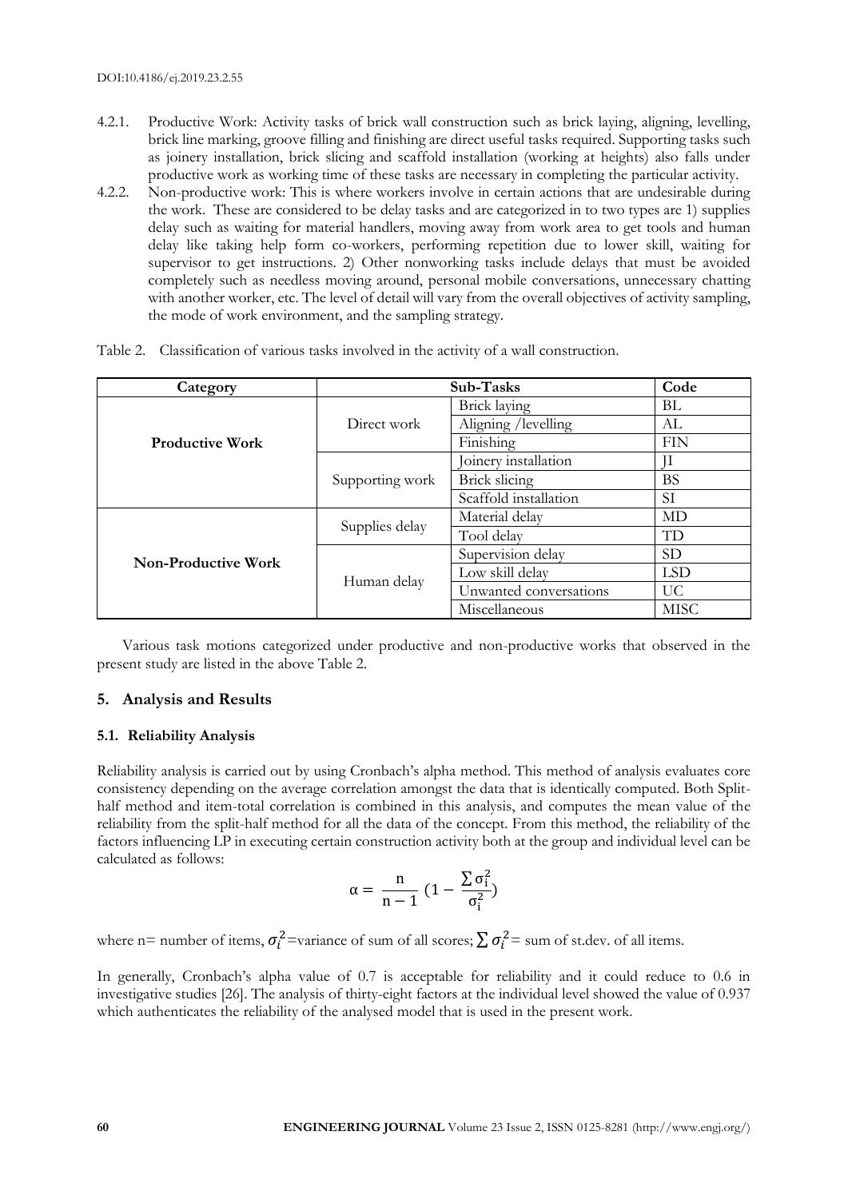4.2.1. Productive Work: Activity tasks of brick wall construction such as brick laying, aligning, levelling, brick line marking, groove filling and finishing are direct useful tasks required. Supporting tasks such as joinery installation, brick slicing and scaffold installation (working at heights) also falls under productive work as working time of these tasks are necessary in completing the particular activity.

4.2.2. Non-productive work: This is where workers involve in certain actions that are undesirable during the work. These are considered to be delay tasks and are categorized in to two types are 1) supplies delay such as waiting for material handlers, moving away from work area to get tools and human delay like taking help form co-workers, performing repetition due to lower skill, waiting for supervisor to get instructions. 2) Other nonworking tasks include delays that must be avoided completely such as needless moving around, personal mobile conversations, unnecessary chatting with another worker, etc. The level of detail will vary from the overall objectives of activity sampling, the mode of work environment, and the sampling strategy.

Table 2. Classification of various tasks involved in the activity of a wall construction.

| Category | Sub-Tasks | | Code |
|---|---|---|---|
| **Productive Work** | Direct work | Brick laying | BL |
| | | Aligning /levelling | AL |
| | | Finishing | FIN |
| | Supporting work | Joinery installation | JI |
| | | Brick slicing | BS |
| | | Scaffold installation | SI |
| **Non-Productive Work** | Supplies delay | Material delay | MD |
| | | Tool delay | TD |
| | Human delay | Supervision delay | SD |
| | | Low skill delay | LSD |
| | | Unwanted conversations | UC |
| | | Miscellaneous | MISC |

Various task motions categorized under productive and non-productive works that observed in the present study are listed in the above Table 2.

## 5. Analysis and Results

### 5.1. Reliability Analysis

Reliability analysis is carried out by using Cronbach's alpha method. This method of analysis evaluates core consistency depending on the average correlation amongst the data that is identically computed. Both Split-half method and item-total correlation is combined in this analysis, and computes the mean value of the reliability from the split-half method for all the data of the concept. From this method, the reliability of the factors influencing LP in executing certain construction activity both at the group and individual level can be calculated as follows:

$$\alpha = \frac{n}{n-1}\left(1 - \frac{\sum \sigma_i^2}{\sigma_i^2}\right)$$

where n= number of items, $\sigma_i^2$=variance of sum of all scores; $\sum \sigma_i^2$= sum of st.dev. of all items.

In generally, Cronbach's alpha value of 0.7 is acceptable for reliability and it could reduce to 0.6 in investigative studies [26]. The analysis of thirty-eight factors at the individual level showed the value of 0.937 which authenticates the reliability of the analysed model that is used in the present work.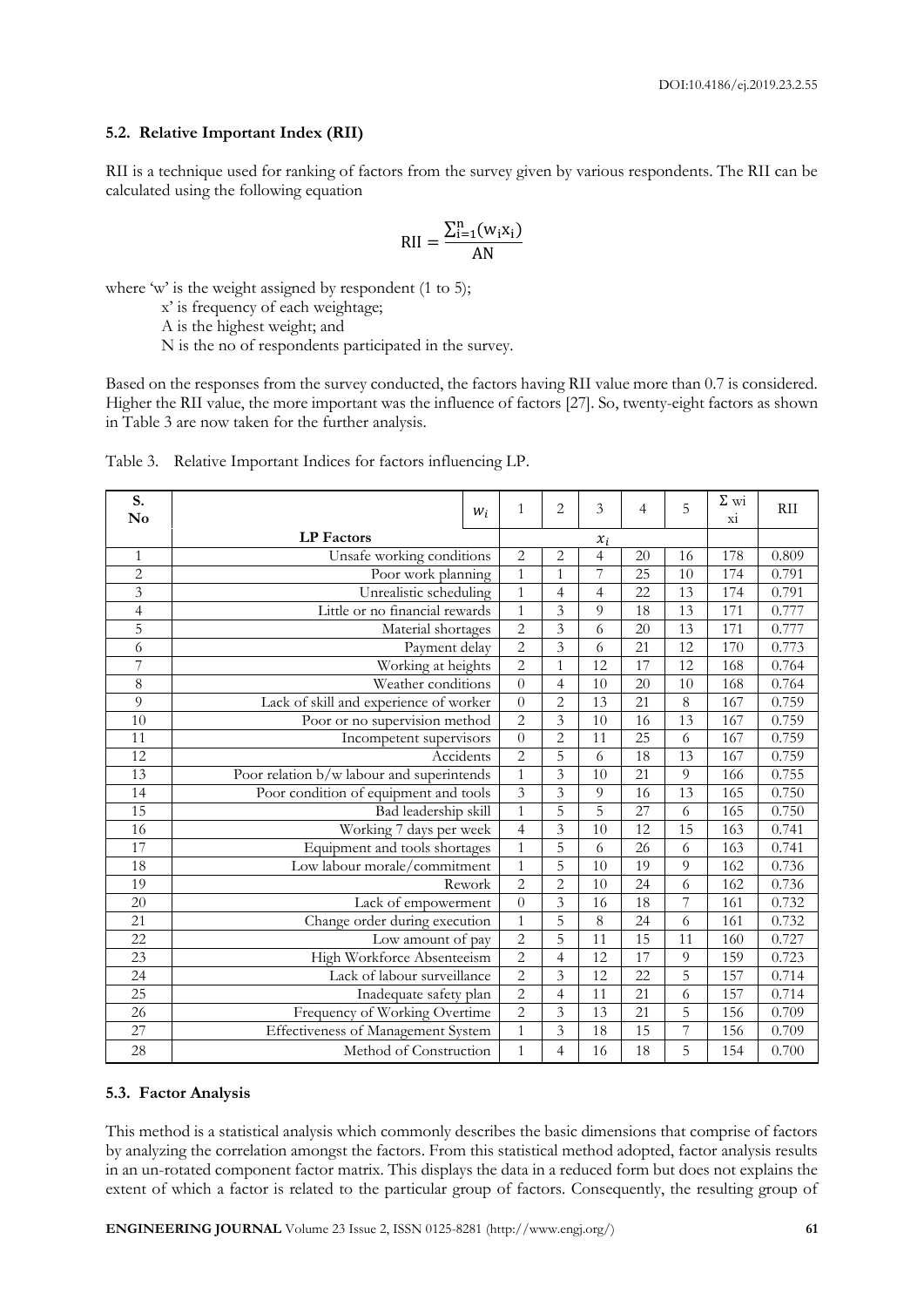### 5.2. Relative Important Index (RII)

RII is a technique used for ranking of factors from the survey given by various respondents. The RII can be calculated using the following equation

$$\mathrm{RII} = \frac{\sum_{i=1}^{n}(w_i x_i)}{AN}$$

where 'w' is the weight assigned by respondent (1 to 5);

x' is frequency of each weightage;

A is the highest weight; and

N is the no of respondents participated in the survey.

Based on the responses from the survey conducted, the factors having RII value more than 0.7 is considered. Higher the RII value, the more important was the influence of factors [27]. So, twenty-eight factors as shown in Table 3 are now taken for the further analysis.

Table 3. Relative Important Indices for factors influencing LP.

| S. No | $w_i$ | 1 | 2 | 3 | 4 | 5 | Σ wi xi | RII |
|---|---|---|---|---|---|---|---|---|
| | **LP Factors** | | | $x_i$ | | | | |
| 1 | Unsafe working conditions | 2 | 2 | 4 | 20 | 16 | 178 | 0.809 |
| 2 | Poor work planning | 1 | 1 | 7 | 25 | 10 | 174 | 0.791 |
| 3 | Unrealistic scheduling | 1 | 4 | 4 | 22 | 13 | 174 | 0.791 |
| 4 | Little or no financial rewards | 1 | 3 | 9 | 18 | 13 | 171 | 0.777 |
| 5 | Material shortages | 2 | 3 | 6 | 20 | 13 | 171 | 0.777 |
| 6 | Payment delay | 2 | 3 | 6 | 21 | 12 | 170 | 0.773 |
| 7 | Working at heights | 2 | 1 | 12 | 17 | 12 | 168 | 0.764 |
| 8 | Weather conditions | 0 | 4 | 10 | 20 | 10 | 168 | 0.764 |
| 9 | Lack of skill and experience of worker | 0 | 2 | 13 | 21 | 8 | 167 | 0.759 |
| 10 | Poor or no supervision method | 2 | 3 | 10 | 16 | 13 | 167 | 0.759 |
| 11 | Incompetent supervisors | 0 | 2 | 11 | 25 | 6 | 167 | 0.759 |
| 12 | Accidents | 2 | 5 | 6 | 18 | 13 | 167 | 0.759 |
| 13 | Poor relation b/w labour and superintends | 1 | 3 | 10 | 21 | 9 | 166 | 0.755 |
| 14 | Poor condition of equipment and tools | 3 | 3 | 9 | 16 | 13 | 165 | 0.750 |
| 15 | Bad leadership skill | 1 | 5 | 5 | 27 | 6 | 165 | 0.750 |
| 16 | Working 7 days per week | 4 | 3 | 10 | 12 | 15 | 163 | 0.741 |
| 17 | Equipment and tools shortages | 1 | 5 | 6 | 26 | 6 | 163 | 0.741 |
| 18 | Low labour morale/commitment | 1 | 5 | 10 | 19 | 9 | 162 | 0.736 |
| 19 | Rework | 2 | 2 | 10 | 24 | 6 | 162 | 0.736 |
| 20 | Lack of empowerment | 0 | 3 | 16 | 18 | 7 | 161 | 0.732 |
| 21 | Change order during execution | 1 | 5 | 8 | 24 | 6 | 161 | 0.732 |
| 22 | Low amount of pay | 2 | 5 | 11 | 15 | 11 | 160 | 0.727 |
| 23 | High Workforce Absenteeism | 2 | 4 | 12 | 17 | 9 | 159 | 0.723 |
| 24 | Lack of labour surveillance | 2 | 3 | 12 | 22 | 5 | 157 | 0.714 |
| 25 | Inadequate safety plan | 2 | 4 | 11 | 21 | 6 | 157 | 0.714 |
| 26 | Frequency of Working Overtime | 2 | 3 | 13 | 21 | 5 | 156 | 0.709 |
| 27 | Effectiveness of Management System | 1 | 3 | 18 | 15 | 7 | 156 | 0.709 |
| 28 | Method of Construction | 1 | 4 | 16 | 18 | 5 | 154 | 0.700 |

### 5.3. Factor Analysis

This method is a statistical analysis which commonly describes the basic dimensions that comprise of factors by analyzing the correlation amongst the factors. From this statistical method adopted, factor analysis results in an un-rotated component factor matrix. This displays the data in a reduced form but does not explains the extent of which a factor is related to the particular group of factors. Consequently, the resulting group of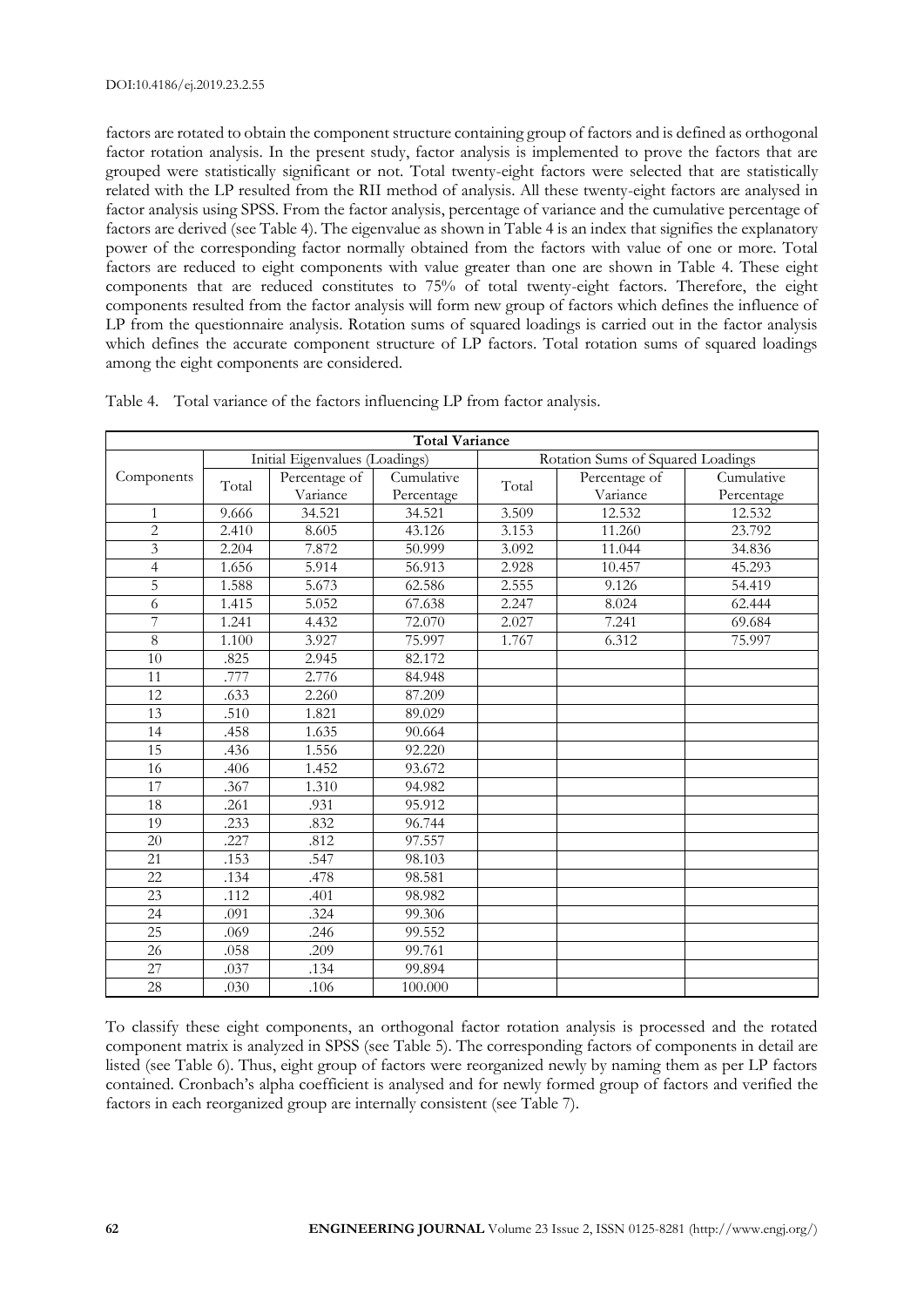factors are rotated to obtain the component structure containing group of factors and is defined as orthogonal factor rotation analysis. In the present study, factor analysis is implemented to prove the factors that are grouped were statistically significant or not. Total twenty-eight factors were selected that are statistically related with the LP resulted from the RII method of analysis. All these twenty-eight factors are analysed in factor analysis using SPSS. From the factor analysis, percentage of variance and the cumulative percentage of factors are derived (see Table 4). The eigenvalue as shown in Table 4 is an index that signifies the explanatory power of the corresponding factor normally obtained from the factors with value of one or more. Total factors are reduced to eight components with value greater than one are shown in Table 4. These eight components that are reduced constitutes to 75% of total twenty-eight factors. Therefore, the eight components resulted from the factor analysis will form new group of factors which defines the influence of LP from the questionnaire analysis. Rotation sums of squared loadings is carried out in the factor analysis which defines the accurate component structure of LP factors. Total rotation sums of squared loadings among the eight components are considered.

Table 4. Total variance of the factors influencing LP from factor analysis.

| Total Variance | | | | | | |
|---|---|---|---|---|---|---|
| Components | Initial Eigenvalues (Loadings) | | | Rotation Sums of Squared Loadings | | |
| | Total | Percentage of Variance | Cumulative Percentage | Total | Percentage of Variance | Cumulative Percentage |
| 1 | 9.666 | 34.521 | 34.521 | 3.509 | 12.532 | 12.532 |
| 2 | 2.410 | 8.605 | 43.126 | 3.153 | 11.260 | 23.792 |
| 3 | 2.204 | 7.872 | 50.999 | 3.092 | 11.044 | 34.836 |
| 4 | 1.656 | 5.914 | 56.913 | 2.928 | 10.457 | 45.293 |
| 5 | 1.588 | 5.673 | 62.586 | 2.555 | 9.126 | 54.419 |
| 6 | 1.415 | 5.052 | 67.638 | 2.247 | 8.024 | 62.444 |
| 7 | 1.241 | 4.432 | 72.070 | 2.027 | 7.241 | 69.684 |
| 8 | 1.100 | 3.927 | 75.997 | 1.767 | 6.312 | 75.997 |
| 10 | .825 | 2.945 | 82.172 | | | |
| 11 | .777 | 2.776 | 84.948 | | | |
| 12 | .633 | 2.260 | 87.209 | | | |
| 13 | .510 | 1.821 | 89.029 | | | |
| 14 | .458 | 1.635 | 90.664 | | | |
| 15 | .436 | 1.556 | 92.220 | | | |
| 16 | .406 | 1.452 | 93.672 | | | |
| 17 | .367 | 1.310 | 94.982 | | | |
| 18 | .261 | .931 | 95.912 | | | |
| 19 | .233 | .832 | 96.744 | | | |
| 20 | .227 | .812 | 97.557 | | | |
| 21 | .153 | .547 | 98.103 | | | |
| 22 | .134 | .478 | 98.581 | | | |
| 23 | .112 | .401 | 98.982 | | | |
| 24 | .091 | .324 | 99.306 | | | |
| 25 | .069 | .246 | 99.552 | | | |
| 26 | .058 | .209 | 99.761 | | | |
| 27 | .037 | .134 | 99.894 | | | |
| 28 | .030 | .106 | 100.000 | | | |

To classify these eight components, an orthogonal factor rotation analysis is processed and the rotated component matrix is analyzed in SPSS (see Table 5). The corresponding factors of components in detail are listed (see Table 6). Thus, eight group of factors were reorganized newly by naming them as per LP factors contained. Cronbach's alpha coefficient is analysed and for newly formed group of factors and verified the factors in each reorganized group are internally consistent (see Table 7).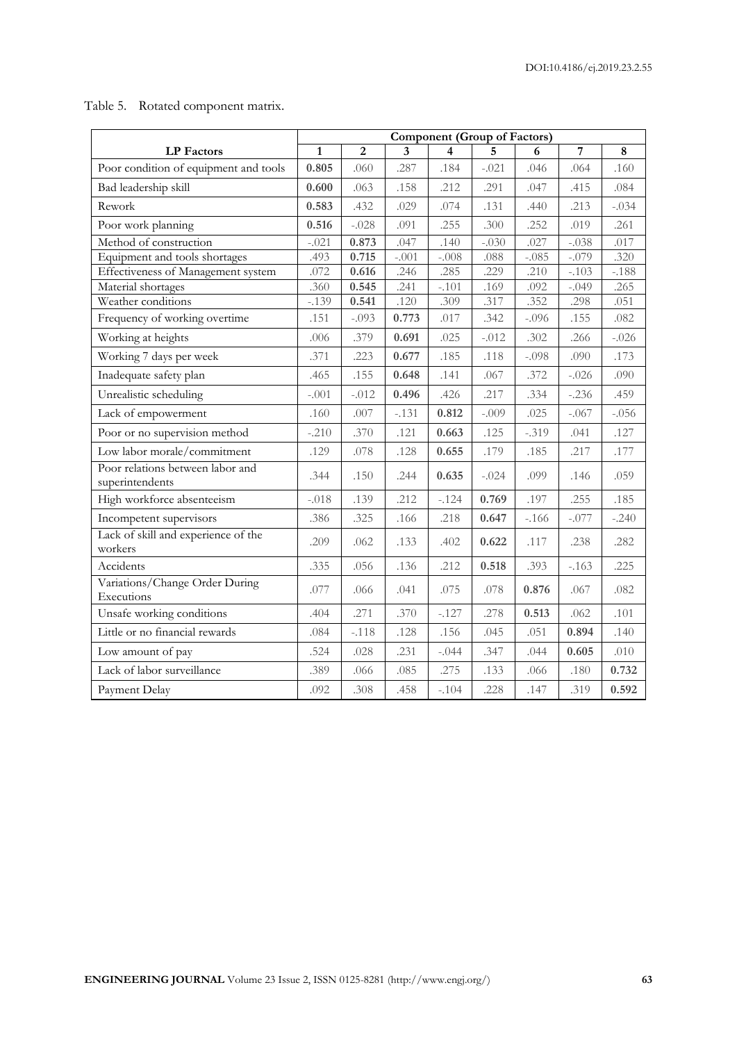Table 5. Rotated component matrix.

| LP Factors | Component (Group of Factors) | | | | | | | |
|---|---|---|---|---|---|---|---|---|
| | **1** | **2** | **3** | **4** | **5** | **6** | **7** | **8** |
| Poor condition of equipment and tools | **0.805** | .060 | .287 | .184 | -.021 | .046 | .064 | .160 |
| Bad leadership skill | **0.600** | .063 | .158 | .212 | .291 | .047 | .415 | .084 |
| Rework | **0.583** | .432 | .029 | .074 | .131 | .440 | .213 | -.034 |
| Poor work planning | **0.516** | -.028 | .091 | .255 | .300 | .252 | .019 | .261 |
| Method of construction | -.021 | **0.873** | .047 | .140 | -.030 | .027 | -.038 | .017 |
| Equipment and tools shortages | .493 | **0.715** | -.001 | -.008 | .088 | -.085 | -.079 | .320 |
| Effectiveness of Management system | .072 | **0.616** | .246 | .285 | .229 | .210 | -.103 | -.188 |
| Material shortages | .360 | **0.545** | .241 | -.101 | .169 | .092 | -.049 | .265 |
| Weather conditions | -.139 | **0.541** | .120 | .309 | .317 | .352 | .298 | .051 |
| Frequency of working overtime | .151 | -.093 | **0.773** | .017 | .342 | -.096 | .155 | .082 |
| Working at heights | .006 | .379 | **0.691** | .025 | -.012 | .302 | .266 | -.026 |
| Working 7 days per week | .371 | .223 | **0.677** | .185 | .118 | -.098 | .090 | .173 |
| Inadequate safety plan | .465 | .155 | **0.648** | .141 | .067 | .372 | -.026 | .090 |
| Unrealistic scheduling | -.001 | -.012 | **0.496** | .426 | .217 | .334 | -.236 | .459 |
| Lack of empowerment | .160 | .007 | -.131 | **0.812** | -.009 | .025 | -.067 | -.056 |
| Poor or no supervision method | -.210 | .370 | .121 | **0.663** | .125 | -.319 | .041 | .127 |
| Low labor morale/commitment | .129 | .078 | .128 | **0.655** | .179 | .185 | .217 | .177 |
| Poor relations between labor and superintendents | .344 | .150 | .244 | **0.635** | -.024 | .099 | .146 | .059 |
| High workforce absenteeism | -.018 | .139 | .212 | -.124 | **0.769** | .197 | .255 | .185 |
| Incompetent supervisors | .386 | .325 | .166 | .218 | **0.647** | -.166 | -.077 | -.240 |
| Lack of skill and experience of the workers | .209 | .062 | .133 | .402 | **0.622** | .117 | .238 | .282 |
| Accidents | .335 | .056 | .136 | .212 | **0.518** | .393 | -.163 | .225 |
| Variations/Change Order During Executions | .077 | .066 | .041 | .075 | .078 | **0.876** | .067 | .082 |
| Unsafe working conditions | .404 | .271 | .370 | -.127 | .278 | **0.513** | .062 | .101 |
| Little or no financial rewards | .084 | -.118 | .128 | .156 | .045 | .051 | **0.894** | .140 |
| Low amount of pay | .524 | .028 | .231 | -.044 | .347 | .044 | **0.605** | .010 |
| Lack of labor surveillance | .389 | .066 | .085 | .275 | .133 | .066 | .180 | **0.732** |
| Payment Delay | .092 | .308 | .458 | -.104 | .228 | .147 | .319 | **0.592** |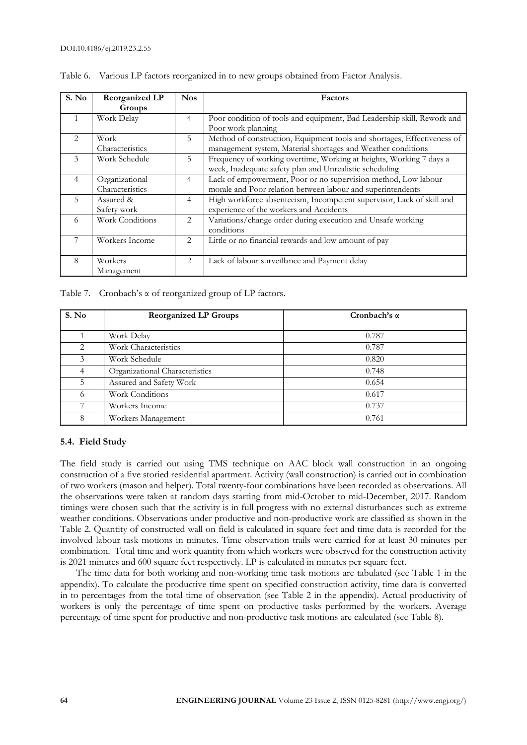Table 6. Various LP factors reorganized in to new groups obtained from Factor Analysis.

| S. No | Reorganized LP Groups | Nos | Factors |
|---|---|---|---|
| 1 | Work Delay | 4 | Poor condition of tools and equipment, Bad Leadership skill, Rework and Poor work planning |
| 2 | Work Characteristics | 5 | Method of construction, Equipment tools and shortages, Effectiveness of management system, Material shortages and Weather conditions |
| 3 | Work Schedule | 5 | Frequency of working overtime, Working at heights, Working 7 days a week, Inadequate safety plan and Unrealistic scheduling |
| 4 | Organizational Characteristics | 4 | Lack of empowerment, Poor or no supervision method, Low labour morale and Poor relation between labour and superintendents |
| 5 | Assured & Safety work | 4 | High workforce absenteeism, Incompetent supervisor, Lack of skill and experience of the workers and Accidents |
| 6 | Work Conditions | 2 | Variations/change order during execution and Unsafe working conditions |
| 7 | Workers Income | 2 | Little or no financial rewards and low amount of pay |
| 8 | Workers Management | 2 | Lack of labour surveillance and Payment delay |

Table 7. Cronbach's α of reorganized group of LP factors.

| S. No | Reorganized LP Groups | Cronbach's α |
|---|---|---|
| 1 | Work Delay | 0.787 |
| 2 | Work Characteristics | 0.787 |
| 3 | Work Schedule | 0.820 |
| 4 | Organizational Characteristics | 0.748 |
| 5 | Assured and Safety Work | 0.654 |
| 6 | Work Conditions | 0.617 |
| 7 | Workers Income | 0.737 |
| 8 | Workers Management | 0.761 |

### 5.4. Field Study

The field study is carried out using TMS technique on AAC block wall construction in an ongoing construction of a five storied residential apartment. Activity (wall construction) is carried out in combination of two workers (mason and helper). Total twenty-four combinations have been recorded as observations. All the observations were taken at random days starting from mid-October to mid-December, 2017. Random timings were chosen such that the activity is in full progress with no external disturbances such as extreme weather conditions. Observations under productive and non-productive work are classified as shown in the Table 2. Quantity of constructed wall on field is calculated in square feet and time data is recorded for the involved labour task motions in minutes. Time observation trails were carried for at least 30 minutes per combination. Total time and work quantity from which workers were observed for the construction activity is 2021 minutes and 600 square feet respectively. LP is calculated in minutes per square feet.

The time data for both working and non-working time task motions are tabulated (see Table 1 in the appendix). To calculate the productive time spent on specified construction activity, time data is converted in to percentages from the total time of observation (see Table 2 in the appendix). Actual productivity of workers is only the percentage of time spent on productive tasks performed by the workers. Average percentage of time spent for productive and non-productive task motions are calculated (see Table 8).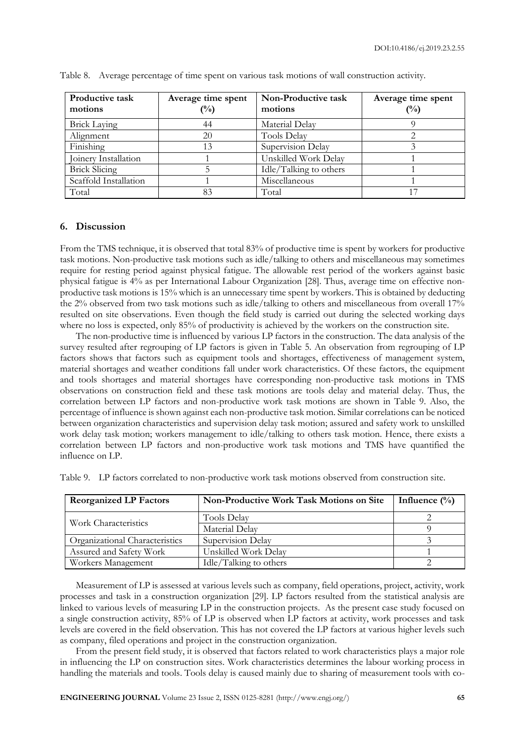Table 8. Average percentage of time spent on various task motions of wall construction activity.

| Productive task motions | Average time spent (%) | Non-Productive task motions | Average time spent (%) |
|---|---|---|---|
| Brick Laying | 44 | Material Delay | 9 |
| Alignment | 20 | Tools Delay | 2 |
| Finishing | 13 | Supervision Delay | 3 |
| Joinery Installation | 1 | Unskilled Work Delay | 1 |
| Brick Slicing | 5 | Idle/Talking to others | 1 |
| Scaffold Installation | 1 | Miscellaneous | 1 |
| Total | 83 | Total | 17 |

## 6. Discussion

From the TMS technique, it is observed that total 83% of productive time is spent by workers for productive task motions. Non-productive task motions such as idle/talking to others and miscellaneous may sometimes require for resting period against physical fatigue. The allowable rest period of the workers against basic physical fatigue is 4% as per International Labour Organization [28]. Thus, average time on effective non-productive task motions is 15% which is an unnecessary time spent by workers. This is obtained by deducting the 2% observed from two task motions such as idle/talking to others and miscellaneous from overall 17% resulted on site observations. Even though the field study is carried out during the selected working days where no loss is expected, only 85% of productivity is achieved by the workers on the construction site.

The non-productive time is influenced by various LP factors in the construction. The data analysis of the survey resulted after regrouping of LP factors is given in Table 5. An observation from regrouping of LP factors shows that factors such as equipment tools and shortages, effectiveness of management system, material shortages and weather conditions fall under work characteristics. Of these factors, the equipment and tools shortages and material shortages have corresponding non-productive task motions in TMS observations on construction field and these task motions are tools delay and material delay. Thus, the correlation between LP factors and non-productive work task motions are shown in Table 9. Also, the percentage of influence is shown against each non-productive task motion. Similar correlations can be noticed between organization characteristics and supervision delay task motion; assured and safety work to unskilled work delay task motion; workers management to idle/talking to others task motion. Hence, there exists a correlation between LP factors and non-productive work task motions and TMS have quantified the influence on LP.

Table 9. LP factors correlated to non-productive work task motions observed from construction site.

| Reorganized LP Factors | Non-Productive Work Task Motions on Site | Influence (%) |
|---|---|---|
| Work Characteristics | Tools Delay | 2 |
| | Material Delay | 9 |
| Organizational Characteristics | Supervision Delay | 3 |
| Assured and Safety Work | Unskilled Work Delay | 1 |
| Workers Management | Idle/Talking to others | 2 |

Measurement of LP is assessed at various levels such as company, field operations, project, activity, work processes and task in a construction organization [29]. LP factors resulted from the statistical analysis are linked to various levels of measuring LP in the construction projects. As the present case study focused on a single construction activity, 85% of LP is observed when LP factors at activity, work processes and task levels are covered in the field observation. This has not covered the LP factors at various higher levels such as company, filed operations and project in the construction organization.

From the present field study, it is observed that factors related to work characteristics plays a major role in influencing the LP on construction sites. Work characteristics determines the labour working process in handling the materials and tools. Tools delay is caused mainly due to sharing of measurement tools with co-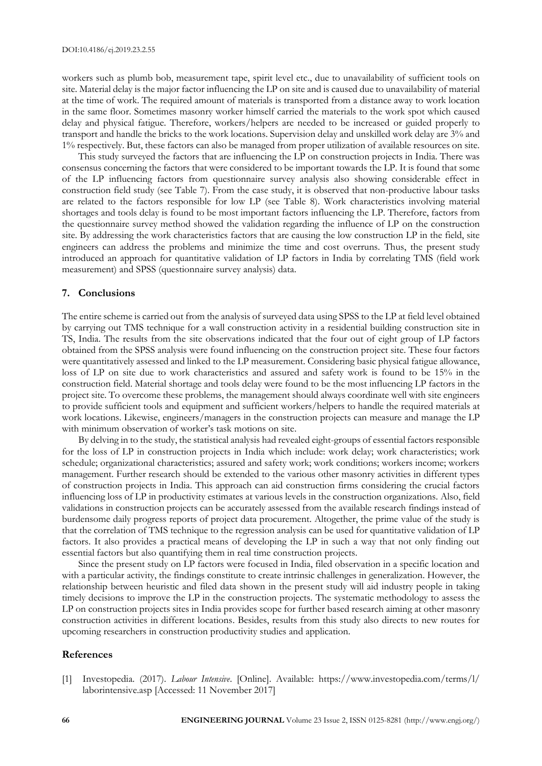workers such as plumb bob, measurement tape, spirit level etc., due to unavailability of sufficient tools on site. Material delay is the major factor influencing the LP on site and is caused due to unavailability of material at the time of work. The required amount of materials is transported from a distance away to work location in the same floor. Sometimes masonry worker himself carried the materials to the work spot which caused delay and physical fatigue. Therefore, workers/helpers are needed to be increased or guided properly to transport and handle the bricks to the work locations. Supervision delay and unskilled work delay are 3% and 1% respectively. But, these factors can also be managed from proper utilization of available resources on site.

This study surveyed the factors that are influencing the LP on construction projects in India. There was consensus concerning the factors that were considered to be important towards the LP. It is found that some of the LP influencing factors from questionnaire survey analysis also showing considerable effect in construction field study (see Table 7). From the case study, it is observed that non-productive labour tasks are related to the factors responsible for low LP (see Table 8). Work characteristics involving material shortages and tools delay is found to be most important factors influencing the LP. Therefore, factors from the questionnaire survey method showed the validation regarding the influence of LP on the construction site. By addressing the work characteristics factors that are causing the low construction LP in the field, site engineers can address the problems and minimize the time and cost overruns. Thus, the present study introduced an approach for quantitative validation of LP factors in India by correlating TMS (field work measurement) and SPSS (questionnaire survey analysis) data.

## 7. Conclusions

The entire scheme is carried out from the analysis of surveyed data using SPSS to the LP at field level obtained by carrying out TMS technique for a wall construction activity in a residential building construction site in TS, India. The results from the site observations indicated that the four out of eight group of LP factors obtained from the SPSS analysis were found influencing on the construction project site. These four factors were quantitatively assessed and linked to the LP measurement. Considering basic physical fatigue allowance, loss of LP on site due to work characteristics and assured and safety work is found to be 15% in the construction field. Material shortage and tools delay were found to be the most influencing LP factors in the project site. To overcome these problems, the management should always coordinate well with site engineers to provide sufficient tools and equipment and sufficient workers/helpers to handle the required materials at work locations. Likewise, engineers/managers in the construction projects can measure and manage the LP with minimum observation of worker's task motions on site.

By delving in to the study, the statistical analysis had revealed eight-groups of essential factors responsible for the loss of LP in construction projects in India which include: work delay; work characteristics; work schedule; organizational characteristics; assured and safety work; work conditions; workers income; workers management. Further research should be extended to the various other masonry activities in different types of construction projects in India. This approach can aid construction firms considering the crucial factors influencing loss of LP in productivity estimates at various levels in the construction organizations. Also, field validations in construction projects can be accurately assessed from the available research findings instead of burdensome daily progress reports of project data procurement. Altogether, the prime value of the study is that the correlation of TMS technique to the regression analysis can be used for quantitative validation of LP factors. It also provides a practical means of developing the LP in such a way that not only finding out essential factors but also quantifying them in real time construction projects.

Since the present study on LP factors were focused in India, filed observation in a specific location and with a particular activity, the findings constitute to create intrinsic challenges in generalization. However, the relationship between heuristic and filed data shown in the present study will aid industry people in taking timely decisions to improve the LP in the construction projects. The systematic methodology to assess the LP on construction projects sites in India provides scope for further based research aiming at other masonry construction activities in different locations. Besides, results from this study also directs to new routes for upcoming researchers in construction productivity studies and application.

## References

[1] Investopedia. (2017). *Labour Intensive*. [Online]. Available: https://www.investopedia.com/terms/l/laborintensive.asp [Accessed: 11 November 2017]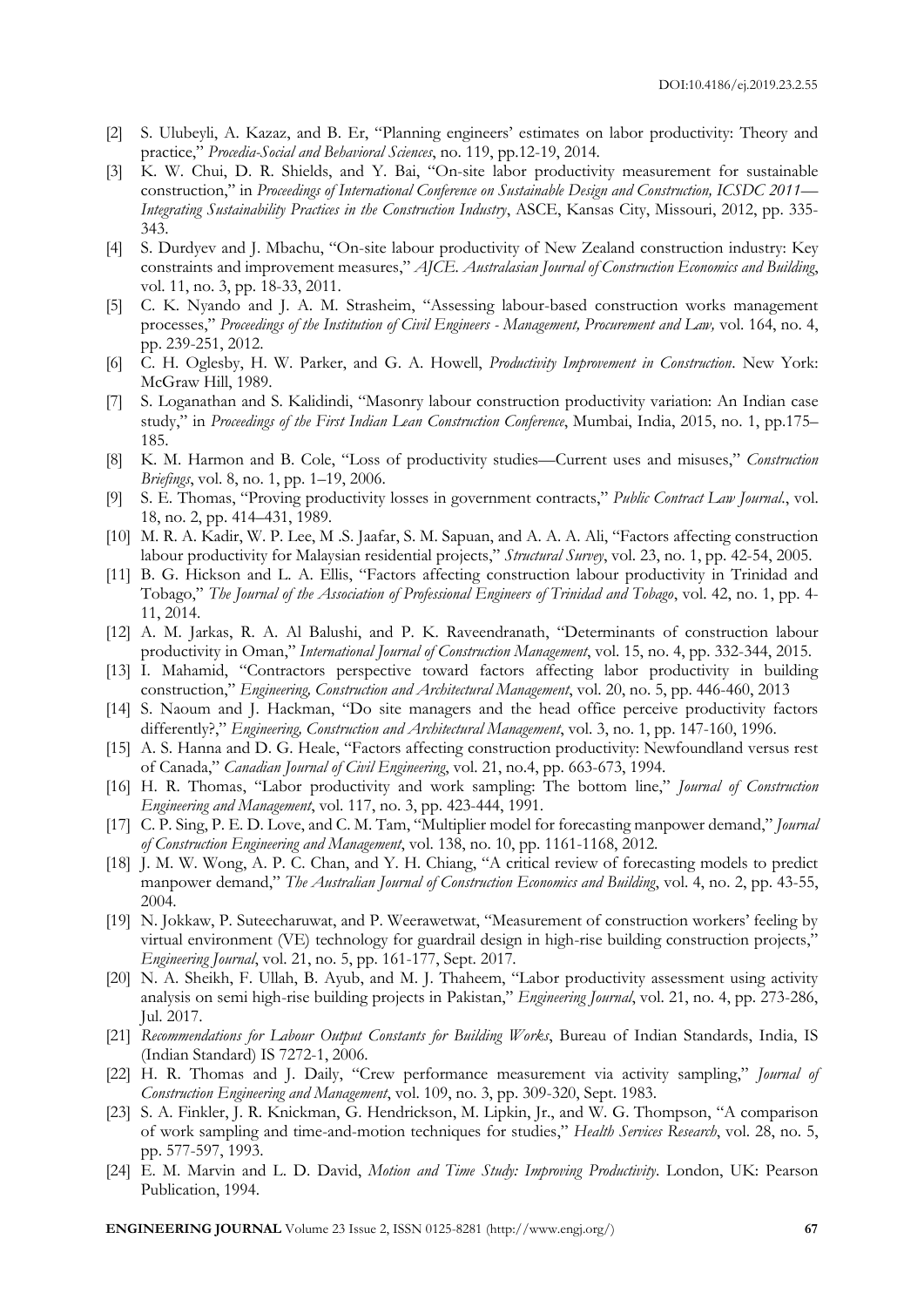[2] S. Ulubeyli, A. Kazaz, and B. Er, "Planning engineers' estimates on labor productivity: Theory and practice," *Procedia-Social and Behavioral Sciences*, no. 119, pp.12-19, 2014.

[3] K. W. Chui, D. R. Shields, and Y. Bai, "On-site labor productivity measurement for sustainable construction," in *Proceedings of International Conference on Sustainable Design and Construction, ICSDC 2011—Integrating Sustainability Practices in the Construction Industry*, ASCE, Kansas City, Missouri, 2012, pp. 335-343.

[4] S. Durdyev and J. Mbachu, "On-site labour productivity of New Zealand construction industry: Key constraints and improvement measures," *AJCE. Australasian Journal of Construction Economics and Building*, vol. 11, no. 3, pp. 18-33, 2011.

[5] C. K. Nyando and J. A. M. Strasheim, "Assessing labour-based construction works management processes," *Proceedings of the Institution of Civil Engineers - Management, Procurement and Law,* vol. 164, no. 4, pp. 239-251, 2012.

[6] C. H. Oglesby, H. W. Parker, and G. A. Howell, *Productivity Improvement in Construction*. New York: McGraw Hill, 1989.

[7] S. Loganathan and S. Kalidindi, "Masonry labour construction productivity variation: An Indian case study," in *Proceedings of the First Indian Lean Construction Conference*, Mumbai, India, 2015, no. 1, pp.175–185.

[8] K. M. Harmon and B. Cole, "Loss of productivity studies—Current uses and misuses," *Construction Briefings*, vol. 8, no. 1, pp. 1–19, 2006.

[9] S. E. Thomas, "Proving productivity losses in government contracts," *Public Contract Law Journal.*, vol. 18, no. 2, pp. 414–431, 1989.

[10] M. R. A. Kadir, W. P. Lee, M .S. Jaafar, S. M. Sapuan, and A. A. A. Ali, "Factors affecting construction labour productivity for Malaysian residential projects," *Structural Survey*, vol. 23, no. 1, pp. 42-54, 2005.

[11] B. G. Hickson and L. A. Ellis, "Factors affecting construction labour productivity in Trinidad and Tobago," *The Journal of the Association of Professional Engineers of Trinidad and Tobago*, vol. 42, no. 1, pp. 4-11, 2014.

[12] A. M. Jarkas, R. A. Al Balushi, and P. K. Raveendranath, "Determinants of construction labour productivity in Oman," *International Journal of Construction Management*, vol. 15, no. 4, pp. 332-344, 2015.

[13] I. Mahamid, "Contractors perspective toward factors affecting labor productivity in building construction," *Engineering, Construction and Architectural Management*, vol. 20, no. 5, pp. 446-460, 2013

[14] S. Naoum and J. Hackman, "Do site managers and the head office perceive productivity factors differently?," *Engineering, Construction and Architectural Management*, vol. 3, no. 1, pp. 147-160, 1996.

[15] A. S. Hanna and D. G. Heale, "Factors affecting construction productivity: Newfoundland versus rest of Canada," *Canadian Journal of Civil Engineering*, vol. 21, no.4, pp. 663-673, 1994.

[16] H. R. Thomas, "Labor productivity and work sampling: The bottom line," *Journal of Construction Engineering and Management*, vol. 117, no. 3, pp. 423-444, 1991.

[17] C. P. Sing, P. E. D. Love, and C. M. Tam, "Multiplier model for forecasting manpower demand," *Journal of Construction Engineering and Management*, vol. 138, no. 10, pp. 1161-1168, 2012.

[18] J. M. W. Wong, A. P. C. Chan, and Y. H. Chiang, "A critical review of forecasting models to predict manpower demand," *The Australian Journal of Construction Economics and Building*, vol. 4, no. 2, pp. 43-55, 2004.

[19] N. Jokkaw, P. Suteecharuwat, and P. Weerawetwat, "Measurement of construction workers' feeling by virtual environment (VE) technology for guardrail design in high-rise building construction projects," *Engineering Journal*, vol. 21, no. 5, pp. 161-177, Sept. 2017.

[20] N. A. Sheikh, F. Ullah, B. Ayub, and M. J. Thaheem, "Labor productivity assessment using activity analysis on semi high-rise building projects in Pakistan," *Engineering Journal*, vol. 21, no. 4, pp. 273-286, Jul. 2017.

[21] *Recommendations for Labour Output Constants for Building Works*, Bureau of Indian Standards, India, IS (Indian Standard) IS 7272-1, 2006.

[22] H. R. Thomas and J. Daily, "Crew performance measurement via activity sampling," *Journal of Construction Engineering and Management*, vol. 109, no. 3, pp. 309-320, Sept. 1983.

[23] S. A. Finkler, J. R. Knickman, G. Hendrickson, M. Lipkin, Jr., and W. G. Thompson, "A comparison of work sampling and time-and-motion techniques for studies," *Health Services Research*, vol. 28, no. 5, pp. 577-597, 1993.

[24] E. M. Marvin and L. D. David, *Motion and Time Study: Improving Productivity*. London, UK: Pearson Publication, 1994.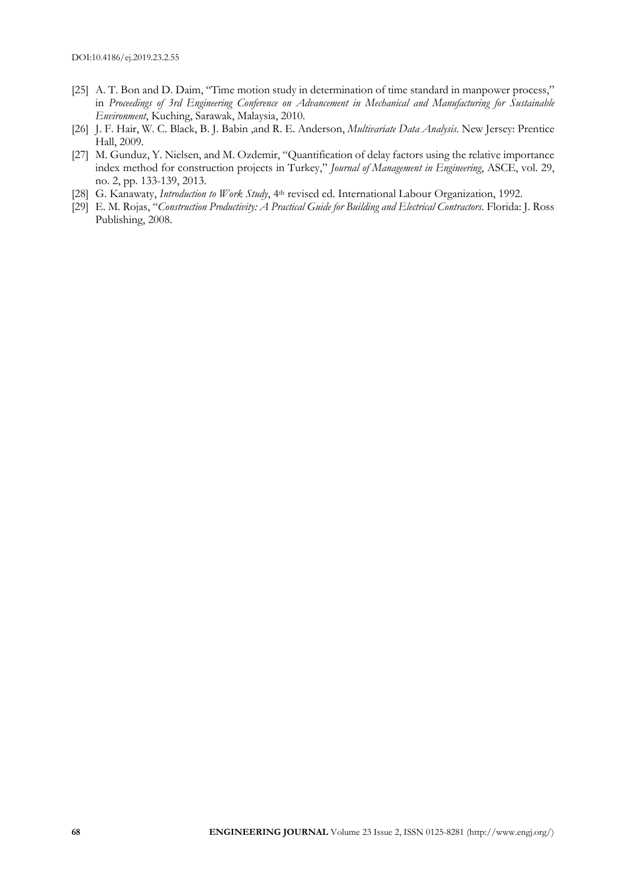- [25] A. T. Bon and D. Daim, "Time motion study in determination of time standard in manpower process," in *Proceedings of 3rd Engineering Conference on Advancement in Mechanical and Manufacturing for Sustainable Environment*, Kuching, Sarawak, Malaysia, 2010.
- [26] J. F. Hair, W. C. Black, B. J. Babin ,and R. E. Anderson, *Multivariate Data Analysis*. New Jersey: Prentice Hall, 2009.
- [27] M. Gunduz, Y. Nielsen, and M. Ozdemir, "Quantification of delay factors using the relative importance index method for construction projects in Turkey," *Journal of Management in Engineering*, ASCE, vol. 29, no. 2, pp. 133-139, 2013.
- [28] G. Kanawaty, *Introduction to Work Study*, 4th revised ed. International Labour Organization, 1992.
- [29] E. M. Rojas, "*Construction Productivity: A Practical Guide for Building and Electrical Contractors*. Florida: J. Ross Publishing, 2008.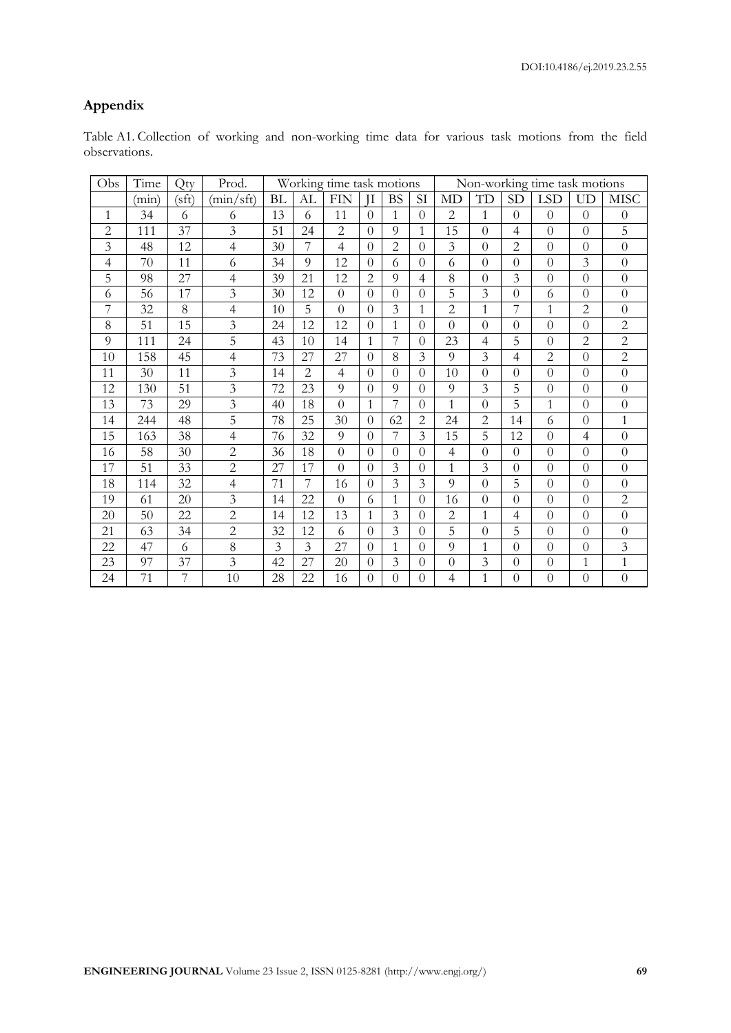## Appendix

Table A1. Collection of working and non-working time data for various task motions from the field observations.

| Obs | Time | Qty | Prod. | Working time task motions | | | | | | Non-working time task motions | | | | | |
|---|---|---|---|---|---|---|---|---|---|---|---|---|---|---|---|
| | (min) | (sft) | (min/sft) | BL | AL | FIN | JI | BS | SI | MD | TD | SD | LSD | UD | MISC |
| 1 | 34 | 6 | 6 | 13 | 6 | 11 | 0 | 1 | 0 | 2 | 1 | 0 | 0 | 0 | 0 |
| 2 | 111 | 37 | 3 | 51 | 24 | 2 | 0 | 9 | 1 | 15 | 0 | 4 | 0 | 0 | 5 |
| 3 | 48 | 12 | 4 | 30 | 7 | 4 | 0 | 2 | 0 | 3 | 0 | 2 | 0 | 0 | 0 |
| 4 | 70 | 11 | 6 | 34 | 9 | 12 | 0 | 6 | 0 | 6 | 0 | 0 | 0 | 3 | 0 |
| 5 | 98 | 27 | 4 | 39 | 21 | 12 | 2 | 9 | 4 | 8 | 0 | 3 | 0 | 0 | 0 |
| 6 | 56 | 17 | 3 | 30 | 12 | 0 | 0 | 0 | 0 | 5 | 3 | 0 | 6 | 0 | 0 |
| 7 | 32 | 8 | 4 | 10 | 5 | 0 | 0 | 3 | 1 | 2 | 1 | 7 | 1 | 2 | 0 |
| 8 | 51 | 15 | 3 | 24 | 12 | 12 | 0 | 1 | 0 | 0 | 0 | 0 | 0 | 0 | 2 |
| 9 | 111 | 24 | 5 | 43 | 10 | 14 | 1 | 7 | 0 | 23 | 4 | 5 | 0 | 2 | 2 |
| 10 | 158 | 45 | 4 | 73 | 27 | 27 | 0 | 8 | 3 | 9 | 3 | 4 | 2 | 0 | 2 |
| 11 | 30 | 11 | 3 | 14 | 2 | 4 | 0 | 0 | 0 | 10 | 0 | 0 | 0 | 0 | 0 |
| 12 | 130 | 51 | 3 | 72 | 23 | 9 | 0 | 9 | 0 | 9 | 3 | 5 | 0 | 0 | 0 |
| 13 | 73 | 29 | 3 | 40 | 18 | 0 | 1 | 7 | 0 | 1 | 0 | 5 | 1 | 0 | 0 |
| 14 | 244 | 48 | 5 | 78 | 25 | 30 | 0 | 62 | 2 | 24 | 2 | 14 | 6 | 0 | 1 |
| 15 | 163 | 38 | 4 | 76 | 32 | 9 | 0 | 7 | 3 | 15 | 5 | 12 | 0 | 4 | 0 |
| 16 | 58 | 30 | 2 | 36 | 18 | 0 | 0 | 0 | 0 | 4 | 0 | 0 | 0 | 0 | 0 |
| 17 | 51 | 33 | 2 | 27 | 17 | 0 | 0 | 3 | 0 | 1 | 3 | 0 | 0 | 0 | 0 |
| 18 | 114 | 32 | 4 | 71 | 7 | 16 | 0 | 3 | 3 | 9 | 0 | 5 | 0 | 0 | 0 |
| 19 | 61 | 20 | 3 | 14 | 22 | 0 | 6 | 1 | 0 | 16 | 0 | 0 | 0 | 0 | 2 |
| 20 | 50 | 22 | 2 | 14 | 12 | 13 | 1 | 3 | 0 | 2 | 1 | 4 | 0 | 0 | 0 |
| 21 | 63 | 34 | 2 | 32 | 12 | 6 | 0 | 3 | 0 | 5 | 0 | 5 | 0 | 0 | 0 |
| 22 | 47 | 6 | 8 | 3 | 3 | 27 | 0 | 1 | 0 | 9 | 1 | 0 | 0 | 0 | 3 |
| 23 | 97 | 37 | 3 | 42 | 27 | 20 | 0 | 3 | 0 | 0 | 3 | 0 | 0 | 1 | 1 |
| 24 | 71 | 7 | 10 | 28 | 22 | 16 | 0 | 0 | 0 | 4 | 1 | 0 | 0 | 0 | 0 |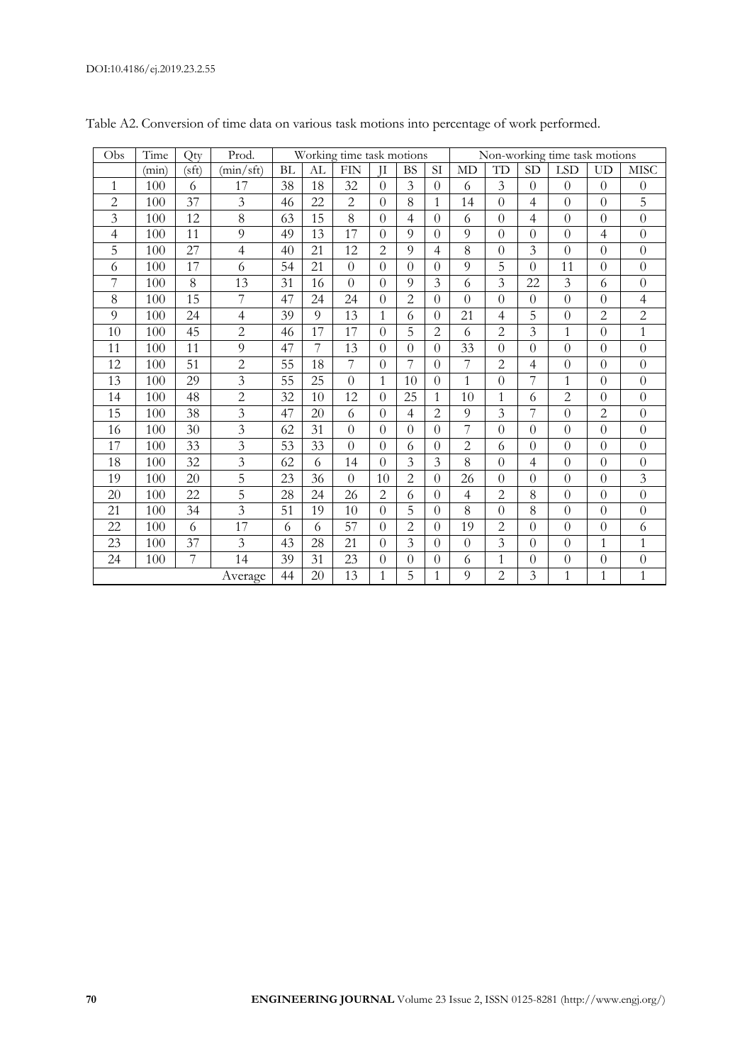Table A2. Conversion of time data on various task motions into percentage of work performed.

| Obs | Time | Qty | Prod. | Working time task motions | | | | | | Non-working time task motions | | | | | |
|---|---|---|---|---|---|---|---|---|---|---|---|---|---|---|---|
| | (min) | (sft) | (min/sft) | BL | AL | FIN | JI | BS | SI | MD | TD | SD | LSD | UD | MISC |
| 1 | 100 | 6 | 17 | 38 | 18 | 32 | 0 | 3 | 0 | 6 | 3 | 0 | 0 | 0 | 0 |
| 2 | 100 | 37 | 3 | 46 | 22 | 2 | 0 | 8 | 1 | 14 | 0 | 4 | 0 | 0 | 5 |
| 3 | 100 | 12 | 8 | 63 | 15 | 8 | 0 | 4 | 0 | 6 | 0 | 4 | 0 | 0 | 0 |
| 4 | 100 | 11 | 9 | 49 | 13 | 17 | 0 | 9 | 0 | 9 | 0 | 0 | 0 | 4 | 0 |
| 5 | 100 | 27 | 4 | 40 | 21 | 12 | 2 | 9 | 4 | 8 | 0 | 3 | 0 | 0 | 0 |
| 6 | 100 | 17 | 6 | 54 | 21 | 0 | 0 | 0 | 0 | 9 | 5 | 0 | 11 | 0 | 0 |
| 7 | 100 | 8 | 13 | 31 | 16 | 0 | 0 | 9 | 3 | 6 | 3 | 22 | 3 | 6 | 0 |
| 8 | 100 | 15 | 7 | 47 | 24 | 24 | 0 | 2 | 0 | 0 | 0 | 0 | 0 | 0 | 4 |
| 9 | 100 | 24 | 4 | 39 | 9 | 13 | 1 | 6 | 0 | 21 | 4 | 5 | 0 | 2 | 2 |
| 10 | 100 | 45 | 2 | 46 | 17 | 17 | 0 | 5 | 2 | 6 | 2 | 3 | 1 | 0 | 1 |
| 11 | 100 | 11 | 9 | 47 | 7 | 13 | 0 | 0 | 0 | 33 | 0 | 0 | 0 | 0 | 0 |
| 12 | 100 | 51 | 2 | 55 | 18 | 7 | 0 | 7 | 0 | 7 | 2 | 4 | 0 | 0 | 0 |
| 13 | 100 | 29 | 3 | 55 | 25 | 0 | 1 | 10 | 0 | 1 | 0 | 7 | 1 | 0 | 0 |
| 14 | 100 | 48 | 2 | 32 | 10 | 12 | 0 | 25 | 1 | 10 | 1 | 6 | 2 | 0 | 0 |
| 15 | 100 | 38 | 3 | 47 | 20 | 6 | 0 | 4 | 2 | 9 | 3 | 7 | 0 | 2 | 0 |
| 16 | 100 | 30 | 3 | 62 | 31 | 0 | 0 | 0 | 0 | 7 | 0 | 0 | 0 | 0 | 0 |
| 17 | 100 | 33 | 3 | 53 | 33 | 0 | 0 | 6 | 0 | 2 | 6 | 0 | 0 | 0 | 0 |
| 18 | 100 | 32 | 3 | 62 | 6 | 14 | 0 | 3 | 3 | 8 | 0 | 4 | 0 | 0 | 0 |
| 19 | 100 | 20 | 5 | 23 | 36 | 0 | 10 | 2 | 0 | 26 | 0 | 0 | 0 | 0 | 3 |
| 20 | 100 | 22 | 5 | 28 | 24 | 26 | 2 | 6 | 0 | 4 | 2 | 8 | 0 | 0 | 0 |
| 21 | 100 | 34 | 3 | 51 | 19 | 10 | 0 | 5 | 0 | 8 | 0 | 8 | 0 | 0 | 0 |
| 22 | 100 | 6 | 17 | 6 | 6 | 57 | 0 | 2 | 0 | 19 | 2 | 0 | 0 | 0 | 6 |
| 23 | 100 | 37 | 3 | 43 | 28 | 21 | 0 | 3 | 0 | 0 | 3 | 0 | 0 | 1 | 1 |
| 24 | 100 | 7 | 14 | 39 | 31 | 23 | 0 | 0 | 0 | 6 | 1 | 0 | 0 | 0 | 0 |
| | | | Average | 44 | 20 | 13 | 1 | 5 | 1 | 9 | 2 | 3 | 1 | 1 | 1 |